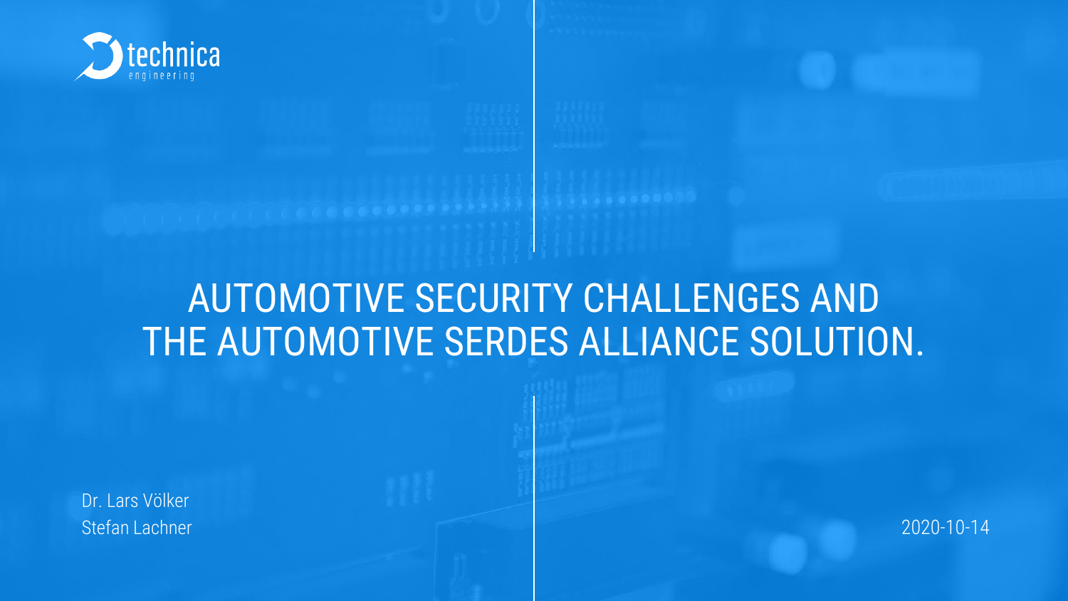technica engineering

# AUTOMOTIVE SECURITY CHALLENGES AND THE AUTOMOTIVE SERDES ALLIANCE SOLUTION.

Dr. Lars Völker
Stefan Lachner

2020-10-14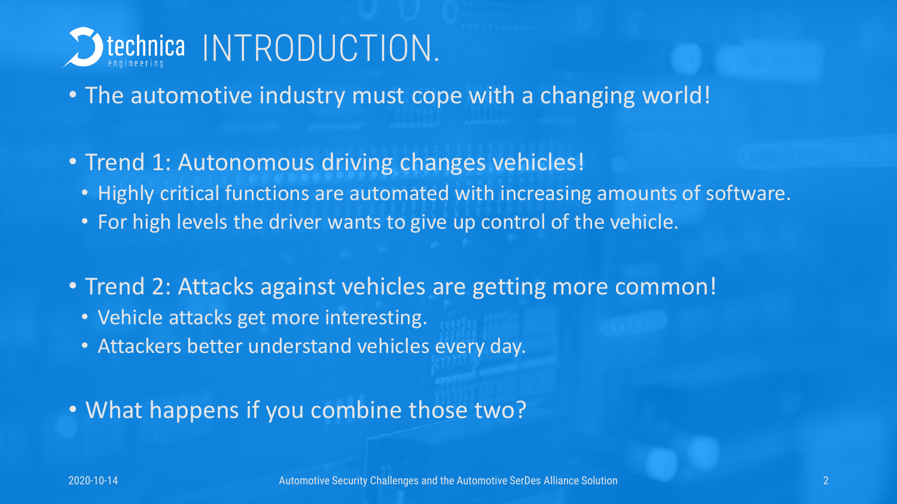# INTRODUCTION.

- The automotive industry must cope with a changing world!

- Trend 1: Autonomous driving changes vehicles!
  - Highly critical functions are automated with increasing amounts of software.
  - For high levels the driver wants to give up control of the vehicle.

- Trend 2: Attacks against vehicles are getting more common!
  - Vehicle attacks get more interesting.
  - Attackers better understand vehicles every day.

- What happens if you combine those two?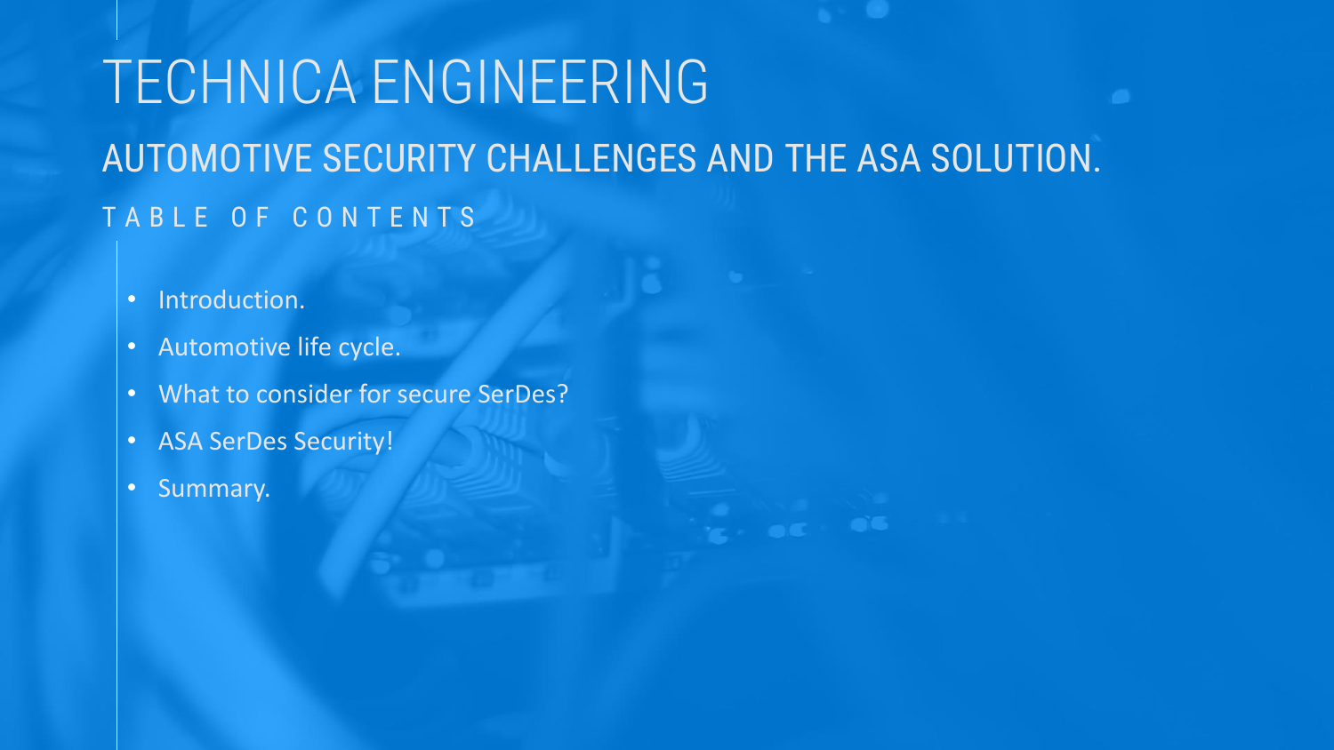# TECHNICA ENGINEERING

## AUTOMOTIVE SECURITY CHALLENGES AND THE ASA SOLUTION.

### TABLE OF CONTENTS

- Introduction.
- Automotive life cycle.
- What to consider for secure SerDes?
- ASA SerDes Security!
- Summary.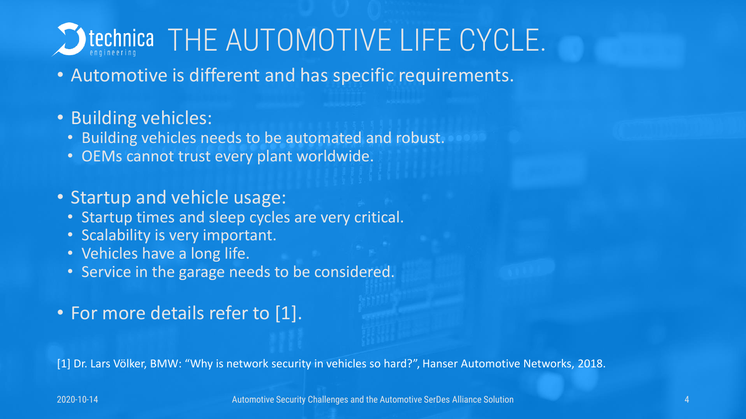# THE AUTOMOTIVE LIFE CYCLE.

- Automotive is different and has specific requirements.

- Building vehicles:
  - Building vehicles needs to be automated and robust.
  - OEMs cannot trust every plant worldwide.

- Startup and vehicle usage:
  - Startup times and sleep cycles are very critical.
  - Scalability is very important.
  - Vehicles have a long life.
  - Service in the garage needs to be considered.

- For more details refer to [1].

[1] Dr. Lars Völker, BMW: "Why is network security in vehicles so hard?", Hanser Automotive Networks, 2018.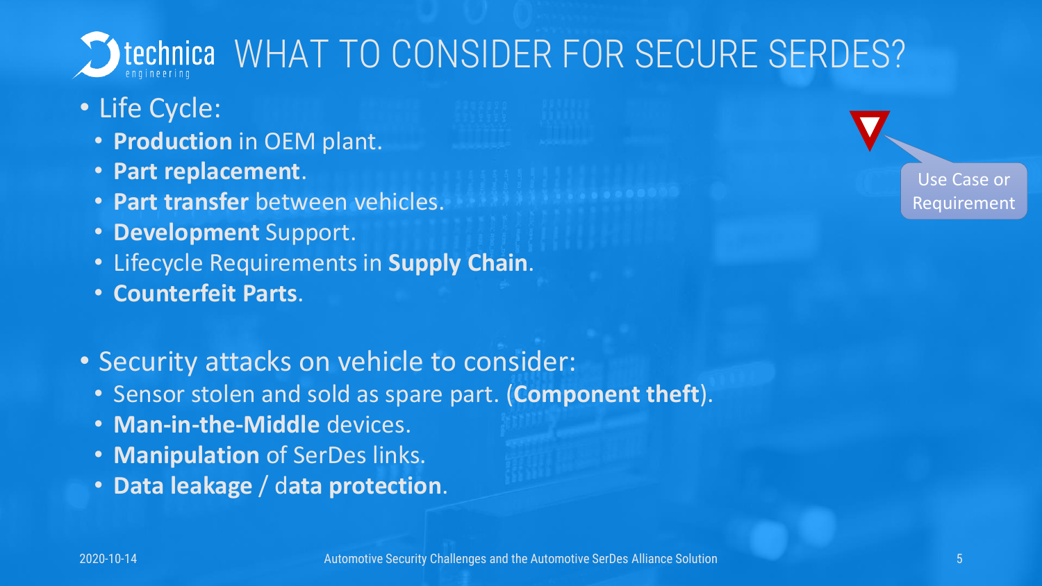# WHAT TO CONSIDER FOR SECURE SERDES?

- Life Cycle:
  - **Production** in OEM plant.
  - **Part replacement**.
  - **Part transfer** between vehicles.
  - **Development** Support.
  - Lifecycle Requirements in **Supply Chain**.
  - **Counterfeit Parts**.

- Security attacks on vehicle to consider:
  - Sensor stolen and sold as spare part. (**Component theft**).
  - **Man-in-the-Middle** devices.
  - **Manipulation** of SerDes links.
  - **Data leakage** / **data protection**.

Use Case or Requirement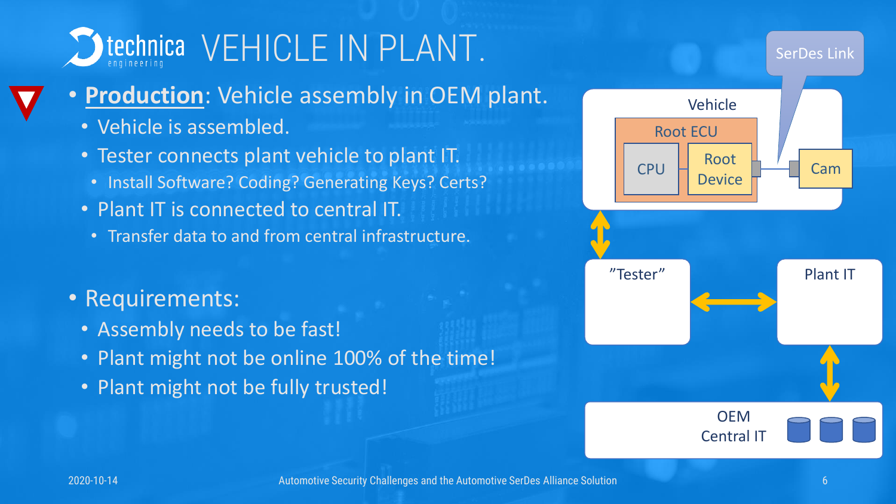# VEHICLE IN PLANT.

- **Production**: Vehicle assembly in OEM plant.
  - Vehicle is assembled.
  - Tester connects plant vehicle to plant IT.
    - Install Software? Coding? Generating Keys? Certs?
  - Plant IT is connected to central IT.
    - Transfer data to and from central infrastructure.

- Requirements:
  - Assembly needs to be fast!
  - Plant might not be online 100% of the time!
  - Plant might not be fully trusted!

SerDes Link

Vehicle

Root ECU

CPU

Root Device

Cam

"Tester"

Plant IT

OEM Central IT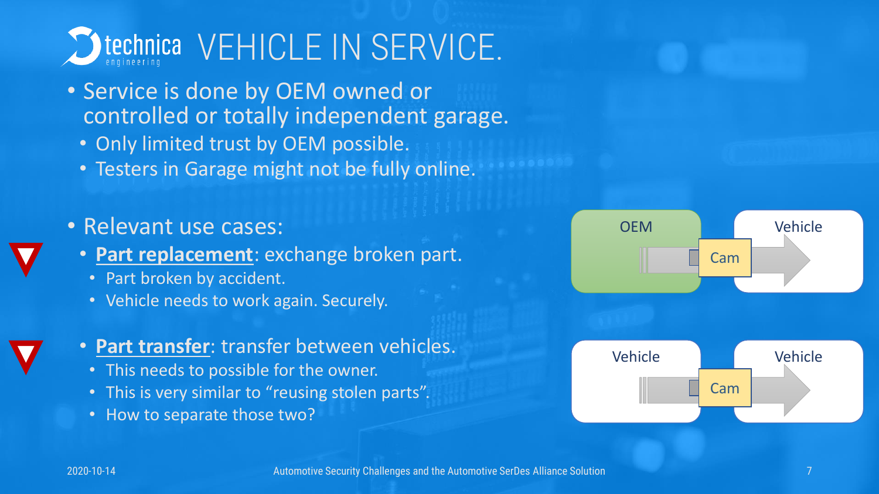# VEHICLE IN SERVICE.

- Service is done by OEM owned or controlled or totally independent garage.
  - Only limited trust by OEM possible.
  - Testers in Garage might not be fully online.

- Relevant use cases:
  - **Part replacement**: exchange broken part.
    - Part broken by accident.
    - Vehicle needs to work again. Securely.
  - **Part transfer**: transfer between vehicles.
    - This needs to possible for the owner.
    - This is very similar to "reusing stolen parts".
    - How to separate those two?

OEM → Cam → Vehicle

Vehicle → Cam → Vehicle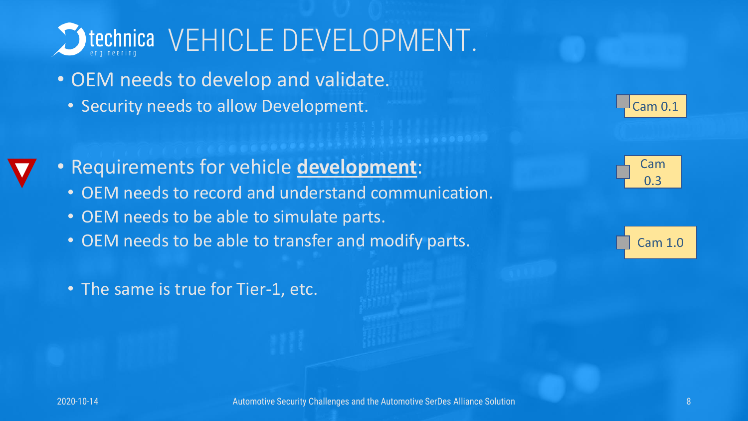# VEHICLE DEVELOPMENT.

- OEM needs to develop and validate.
  - Security needs to allow Development.

- Requirements for vehicle **development**:
  - OEM needs to record and understand communication.
  - OEM needs to be able to simulate parts.
  - OEM needs to be able to transfer and modify parts.

  - The same is true for Tier-1, etc.

Cam 0.1

Cam 0.3

Cam 1.0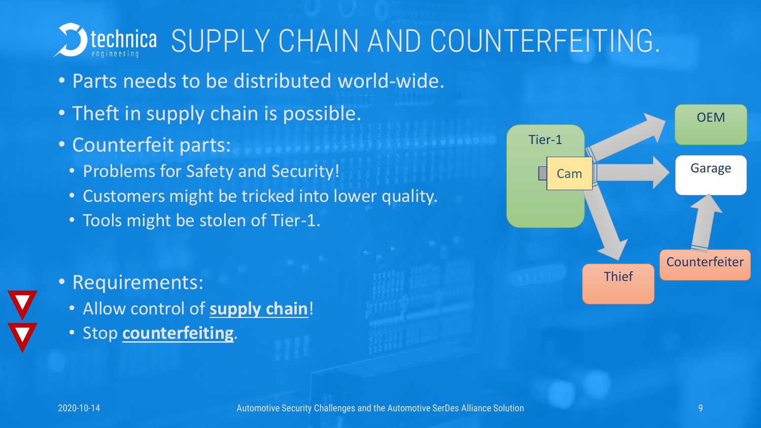# SUPPLY CHAIN AND COUNTERFEITING.

- Parts needs to be distributed world-wide.
- Theft in supply chain is possible.
- Counterfeit parts:
  - Problems for Safety and Security!
  - Customers might be tricked into lower quality.
  - Tools might be stolen of Tier-1.

- Requirements:
  - Allow control of **supply chain**!
  - Stop **counterfeiting**.

Tier-1

Cam

OEM

Garage

Thief

Counterfeiter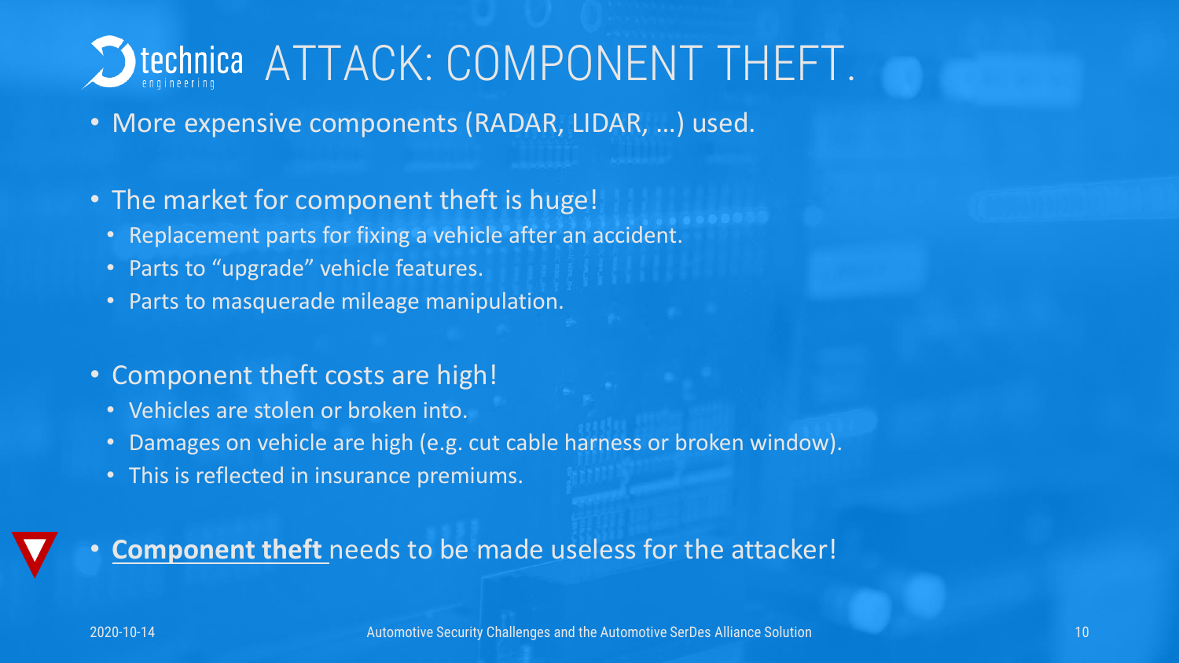# ATTACK: COMPONENT THEFT.

- More expensive components (RADAR, LIDAR, …) used.
- The market for component theft is huge!
  - Replacement parts for fixing a vehicle after an accident.
  - Parts to "upgrade" vehicle features.
  - Parts to masquerade mileage manipulation.
- Component theft costs are high!
  - Vehicles are stolen or broken into.
  - Damages on vehicle are high (e.g. cut cable harness or broken window).
  - This is reflected in insurance premiums.
- **Component theft** needs to be made useless for the attacker!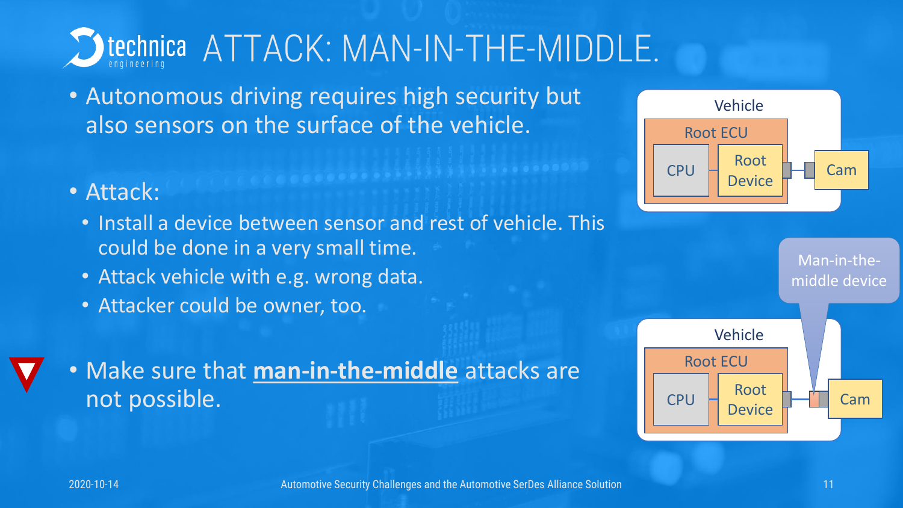# ATTACK: MAN-IN-THE-MIDDLE.

- Autonomous driving requires high security but also sensors on the surface of the vehicle.

- Attack:
  - Install a device between sensor and rest of vehicle. This could be done in a very small time.
  - Attack vehicle with e.g. wrong data.
  - Attacker could be owner, too.

- Make sure that **man-in-the-middle** attacks are not possible.

Vehicle — Root ECU — CPU — Root Device — Cam

Man-in-the-middle device

Vehicle — Root ECU — CPU — Root Device — Cam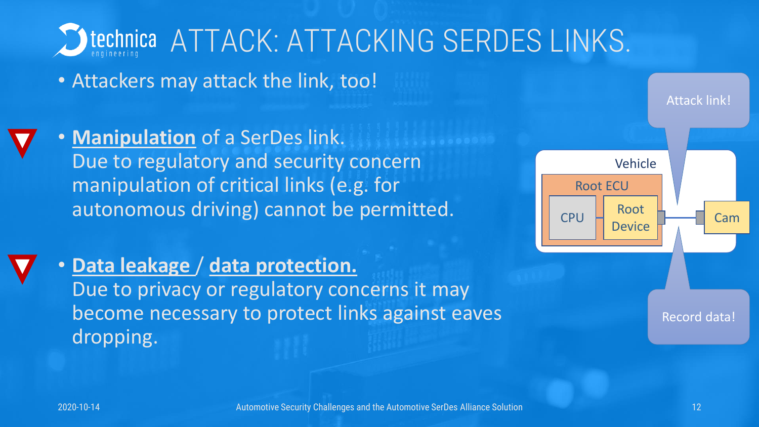# ATTACK: ATTACKING SERDES LINKS.

- Attackers may attack the link, too!

- **Manipulation** of a SerDes link.
  Due to regulatory and security concern manipulation of critical links (e.g. for autonomous driving) cannot be permitted.

- **Data leakage** / **data protection.**
  Due to privacy or regulatory concerns it may become necessary to protect links against eaves dropping.

Attack link!

Vehicle

Root ECU

CPU

Root Device

Cam

Record data!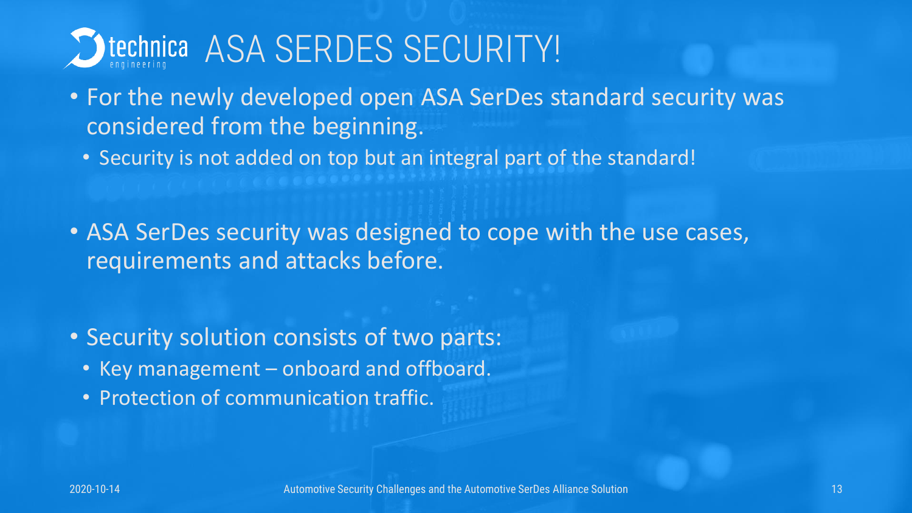# ASA SERDES SECURITY!

- For the newly developed open ASA SerDes standard security was considered from the beginning.
  - Security is not added on top but an integral part of the standard!

- ASA SerDes security was designed to cope with the use cases, requirements and attacks before.

- Security solution consists of two parts:
  - Key management – onboard and offboard.
  - Protection of communication traffic.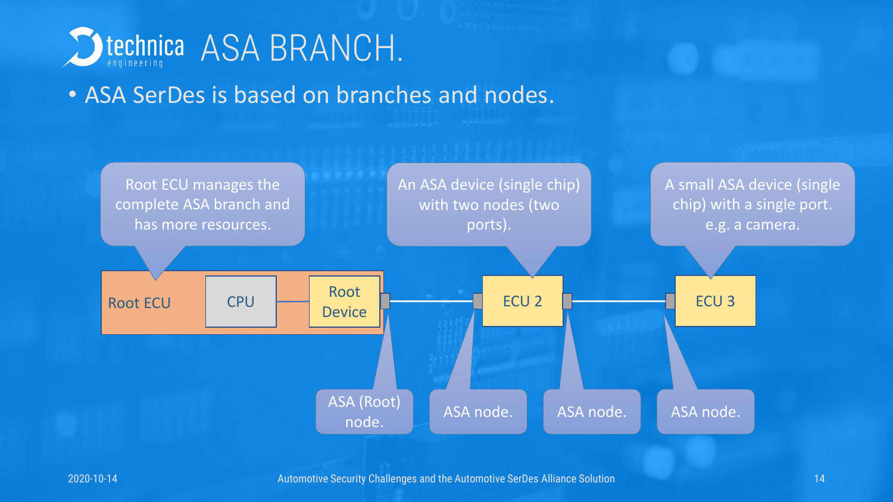# ASA BRANCH.

- ASA SerDes is based on branches and nodes.

Root ECU manages the complete ASA branch and has more resources.

An ASA device (single chip) with two nodes (two ports).

A small ASA device (single chip) with a single port. e.g. a camera.

Root ECU

CPU

Root Device

ECU 2

ECU 3

ASA (Root) node.

ASA node.

ASA node.

ASA node.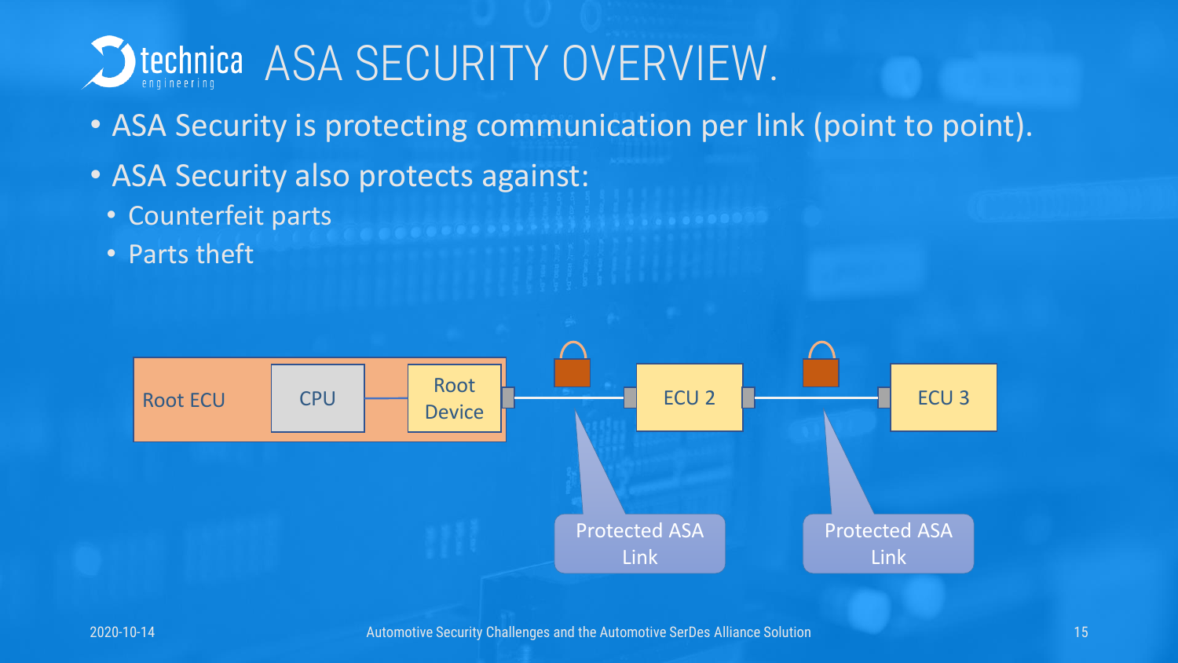# ASA SECURITY OVERVIEW.

- ASA Security is protecting communication per link (point to point).
- ASA Security also protects against:
  - Counterfeit parts
  - Parts theft

Root ECU | CPU | Root Device | ECU 2 | ECU 3

Protected ASA Link | Protected ASA Link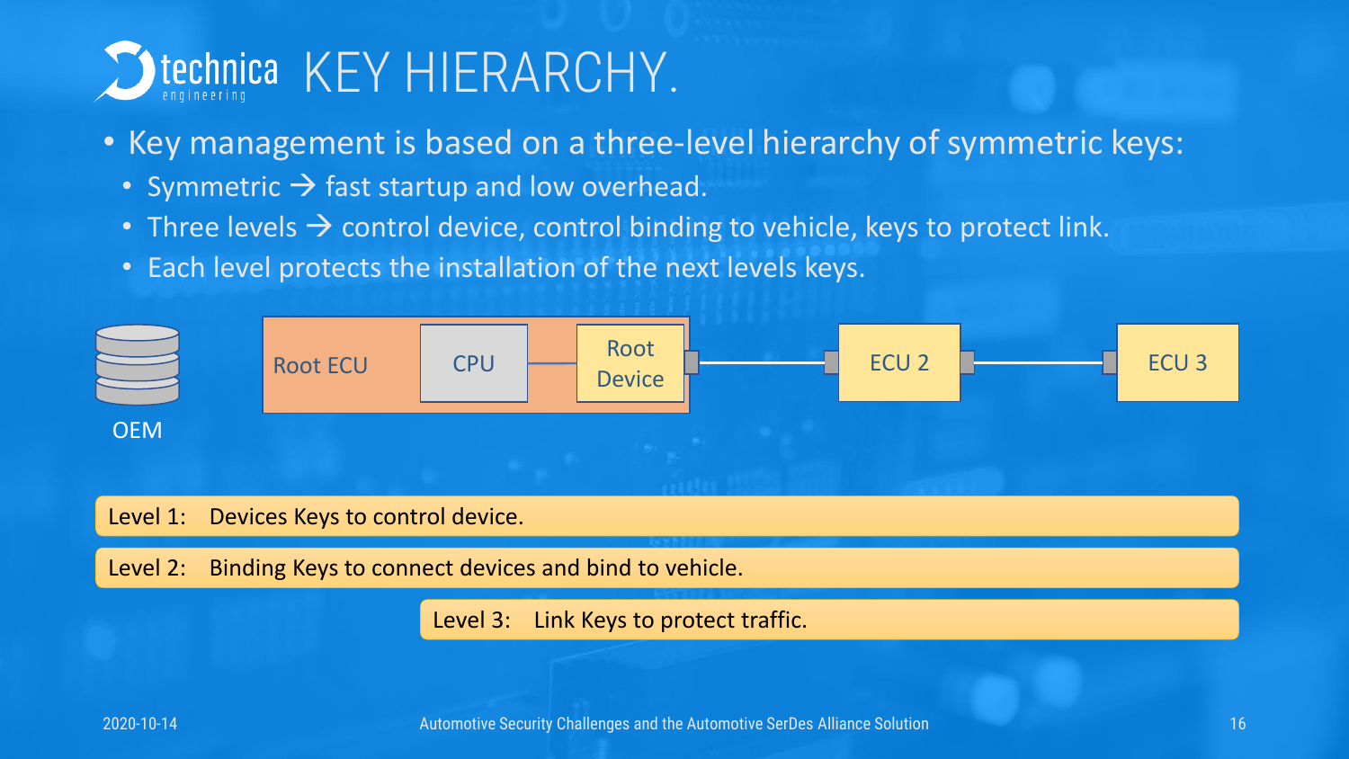# KEY HIERARCHY.

- Key management is based on a three-level hierarchy of symmetric keys:
  - Symmetric → fast startup and low overhead.
  - Three levels → control device, control binding to vehicle, keys to protect link.
  - Each level protects the installation of the next levels keys.

OEM

Root ECU — CPU — Root Device — ECU 2 — ECU 3

Level 1: Devices Keys to control device.

Level 2: Binding Keys to connect devices and bind to vehicle.

Level 3: Link Keys to protect traffic.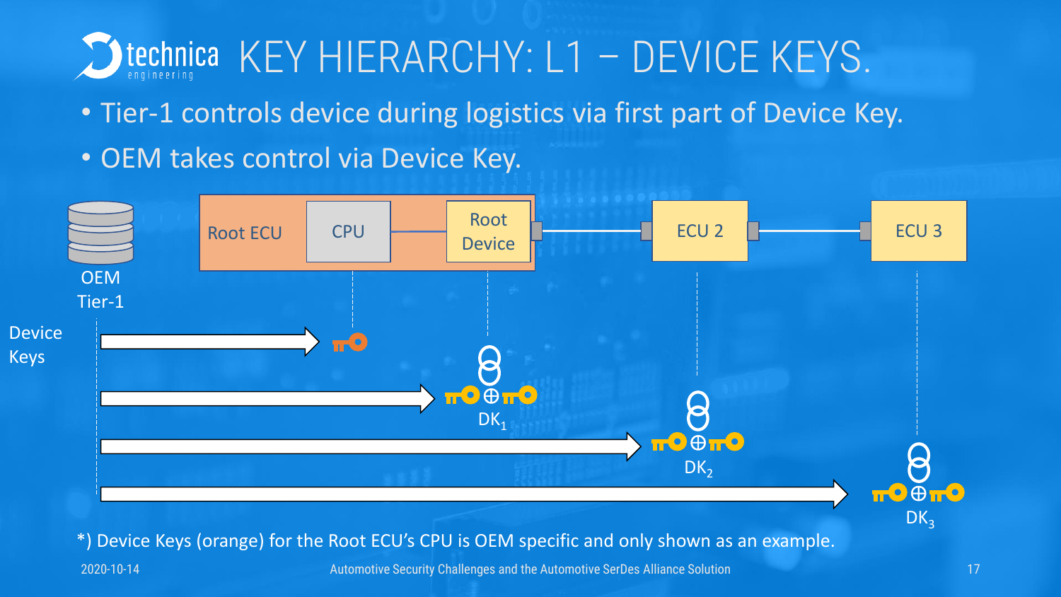# KEY HIERARCHY: L1 – DEVICE KEYS.

- Tier-1 controls device during logistics via first part of Device Key.
- OEM takes control via Device Key.

OEM Tier-1

Device Keys

Root ECU | CPU | Root Device | ECU 2 | ECU 3

$DK_1$

$DK_2$

$DK_3$

*) Device Keys (orange) for the Root ECU's CPU is OEM specific and only shown as an example.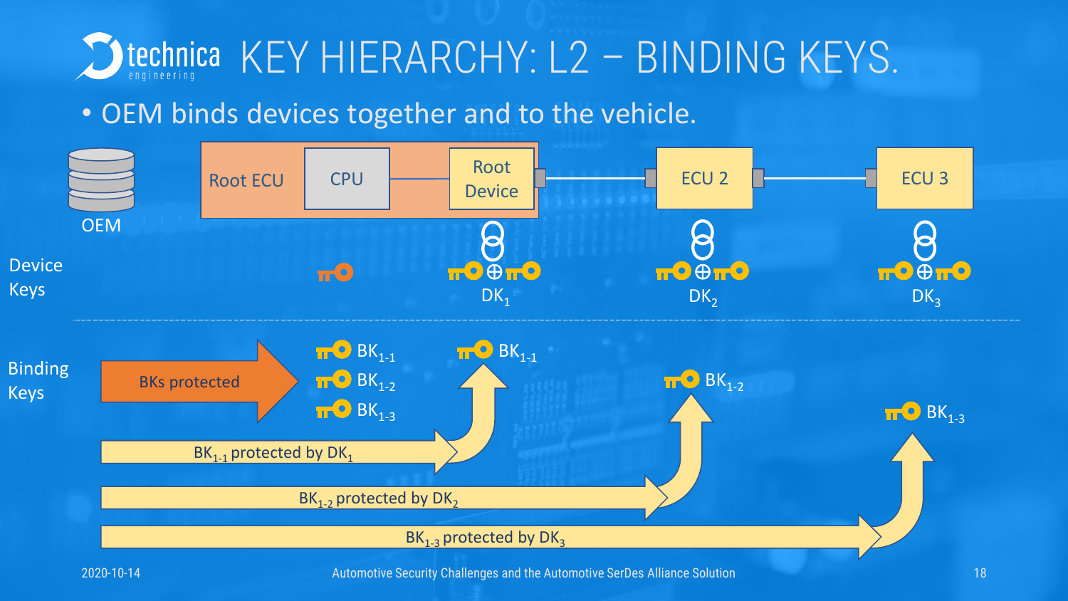# KEY HIERARCHY: L2 – BINDING KEYS.

- OEM binds devices together and to the vehicle.

OEM

Root ECU | CPU | Root Device | ECU 2 | ECU 3

Device Keys

$DK_1$ $DK_2$ $DK_3$

Binding Keys

BKs protected

$BK_{1-1}$
$BK_{1-2}$
$BK_{1-3}$

$BK_{1-1}$ protected by $DK_1$ → $BK_{1-1}$

$BK_{1-2}$ protected by $DK_2$ → $BK_{1-2}$

$BK_{1-3}$ protected by $DK_3$ → $BK_{1-3}$

2020-10-14

Automotive Security Challenges and the Automotive SerDes Alliance Solution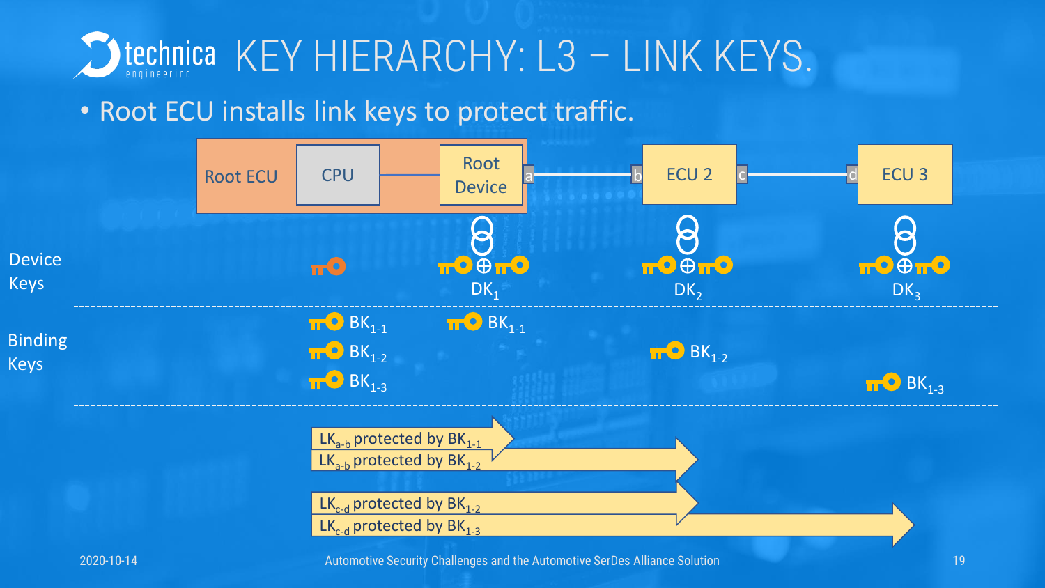# KEY HIERARCHY: L3 – LINK KEYS.

- Root ECU installs link keys to protect traffic.

Root ECU | CPU | Root Device | a — b | ECU 2 | c — d | ECU 3

**Device Keys**

$DK_1$ $DK_2$ $DK_3$

**Binding Keys**

$BK_{1-1}$ $BK_{1-1}$

$BK_{1-2}$ $BK_{1-2}$

$BK_{1-3}$ $BK_{1-3}$

$LK_{a-b}$ protected by $BK_{1-1}$

$LK_{a-b}$ protected by $BK_{1-2}$

$LK_{c-d}$ protected by $BK_{1-2}$

$LK_{c-d}$ protected by $BK_{1-3}$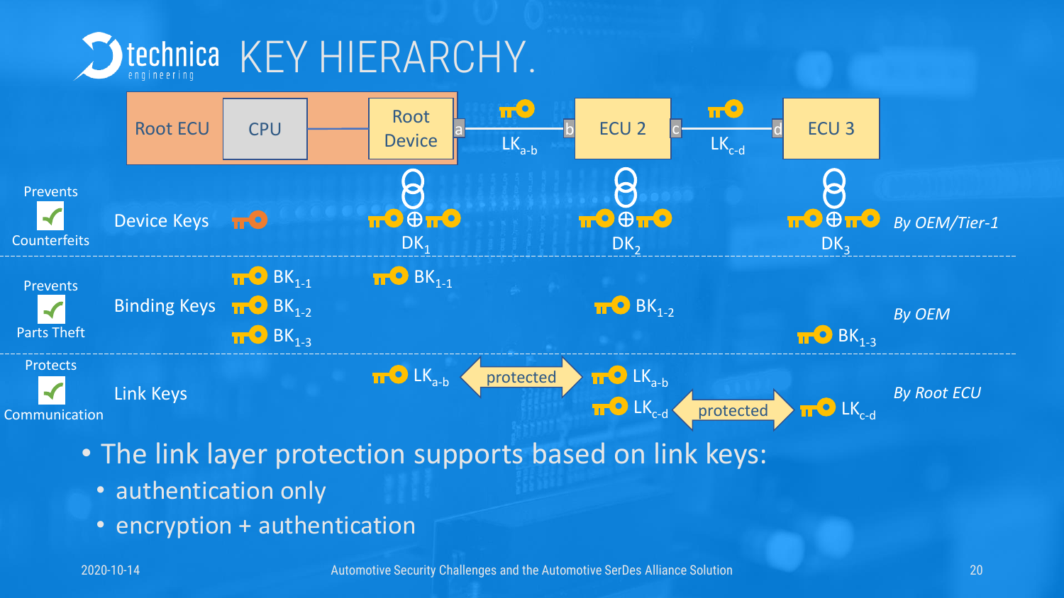# KEY HIERARCHY.

Root ECU | CPU | Root Device | a — $LK_{a\text{-}b}$ — b | ECU 2 | c — $LK_{c\text{-}d}$ — d | ECU 3

| | | Root ECU | Root Device | ECU 2 | ECU 3 | |
|---|---|---|---|---|---|---|
| Prevents Counterfeits | Device Keys | | $DK_1$ | $DK_2$ | $DK_3$ | *By OEM/Tier-1* |
| Prevents Parts Theft | Binding Keys | $BK_{1\text{-}1}$, $BK_{1\text{-}2}$, $BK_{1\text{-}3}$ | $BK_{1\text{-}1}$ | $BK_{1\text{-}2}$ | $BK_{1\text{-}3}$ | *By OEM* |
| Protects Communication | Link Keys | | $LK_{a\text{-}b}$ ⟷ protected ⟷ | $LK_{a\text{-}b}$, $LK_{c\text{-}d}$ ⟷ protected ⟷ | $LK_{c\text{-}d}$ | *By Root ECU* |

- The link layer protection supports based on link keys:
  - authentication only
  - encryption + authentication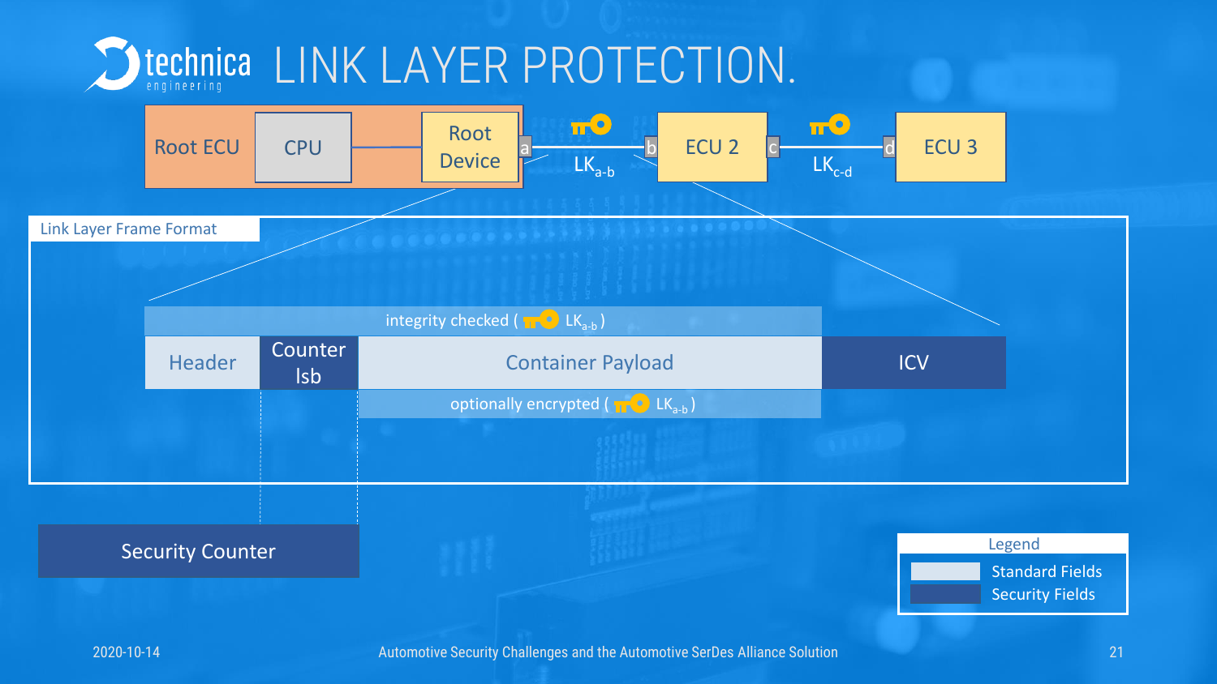# LINK LAYER PROTECTION.

Root ECU | CPU | Root Device | a — $LK_{a\text{-}b}$ — b | ECU 2 | c — $LK_{c\text{-}d}$ — d | ECU 3

Link Layer Frame Format

integrity checked ( $LK_{a\text{-}b}$ )

| Header | Counter lsb | Container Payload | ICV |
|---|---|---|---|

optionally encrypted ( $LK_{a\text{-}b}$ )

Security Counter

Legend
- Standard Fields
- Security Fields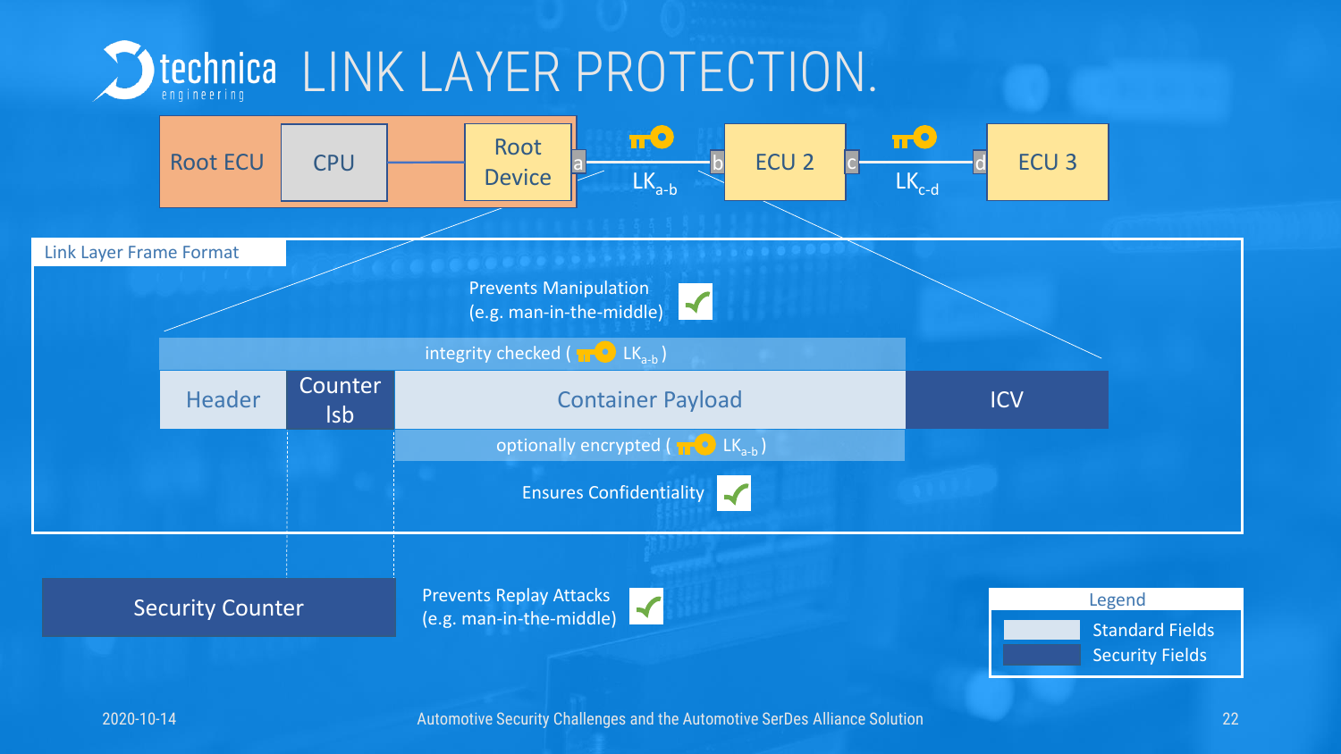# LINK LAYER PROTECTION.

Root ECU | CPU | Root Device [a] — $LK_{a-b}$ — [b] ECU 2 [c] — $LK_{c-d}$ — [d] ECU 3

**Link Layer Frame Format**

Prevents Manipulation (e.g. man-in-the-middle) ✓

integrity checked ( $LK_{a-b}$ )

| Header | Counter lsb | Container Payload | ICV |
|---|---|---|---|

optionally encrypted ( $LK_{a-b}$ )

Ensures Confidentiality ✓

Security Counter

Prevents Replay Attacks (e.g. man-in-the-middle) ✓

**Legend**

- Standard Fields
- Security Fields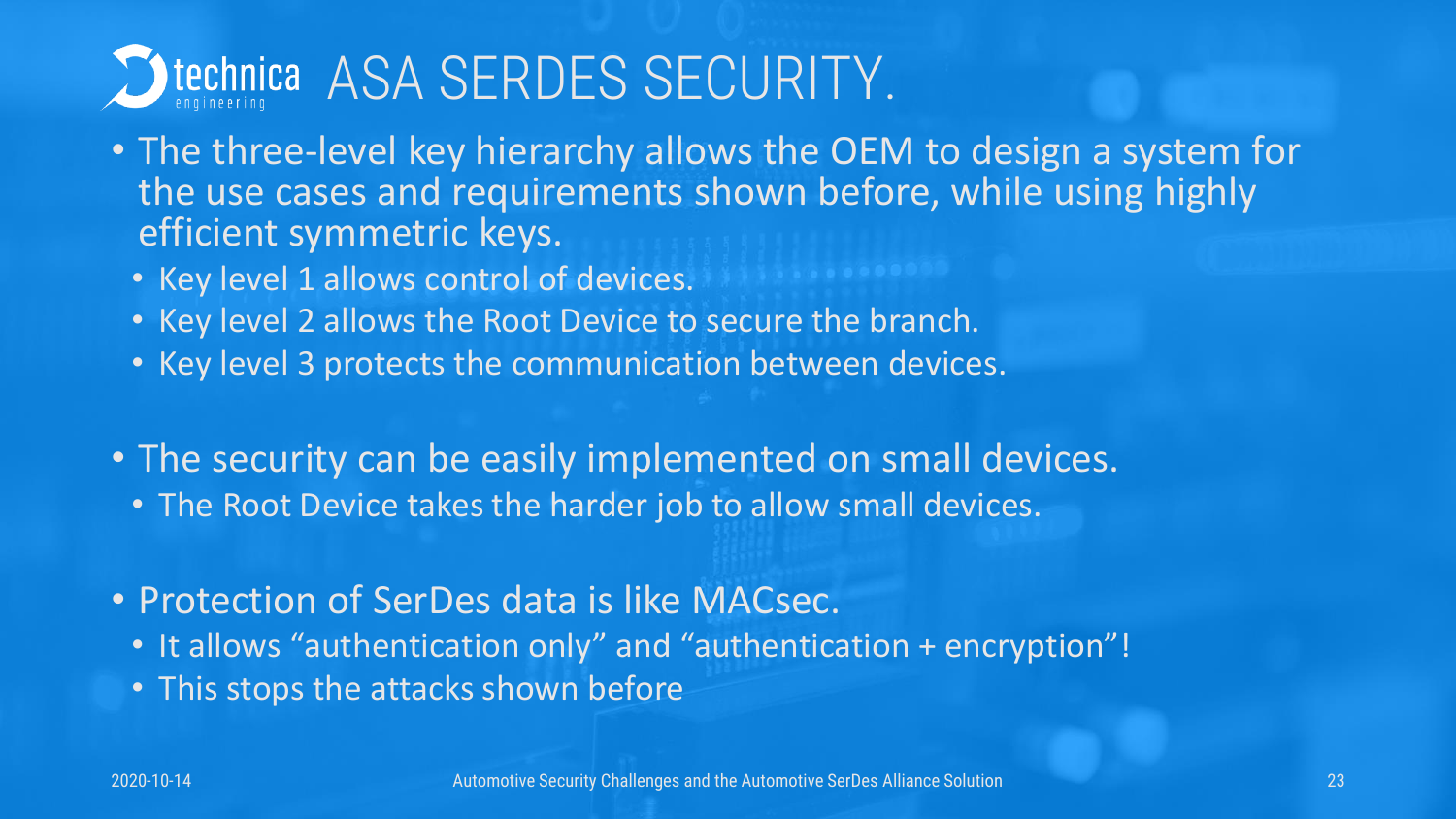# ASA SERDES SECURITY.

- The three-level key hierarchy allows the OEM to design a system for the use cases and requirements shown before, while using highly efficient symmetric keys.
  - Key level 1 allows control of devices.
  - Key level 2 allows the Root Device to secure the branch.
  - Key level 3 protects the communication between devices.
- The security can be easily implemented on small devices.
  - The Root Device takes the harder job to allow small devices.
- Protection of SerDes data is like MACsec.
  - It allows "authentication only" and "authentication + encryption"!
  - This stops the attacks shown before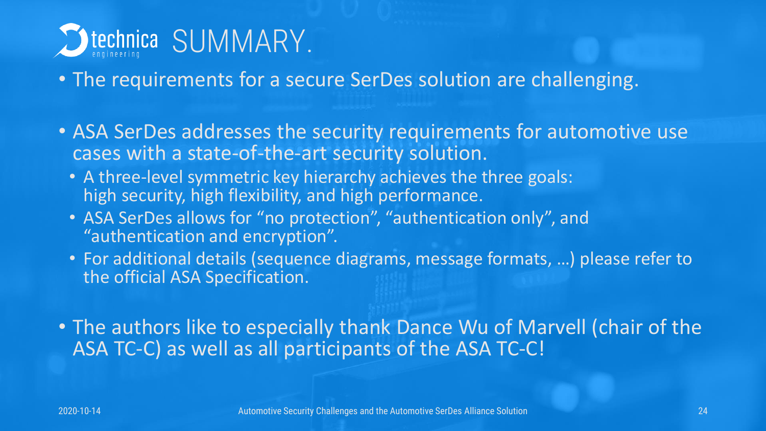# SUMMARY.

- The requirements for a secure SerDes solution are challenging.

- ASA SerDes addresses the security requirements for automotive use cases with a state-of-the-art security solution.
  - A three-level symmetric key hierarchy achieves the three goals: high security, high flexibility, and high performance.
  - ASA SerDes allows for “no protection”, “authentication only”, and “authentication and encryption”.
  - For additional details (sequence diagrams, message formats, …) please refer to the official ASA Specification.

- The authors like to especially thank Dance Wu of Marvell (chair of the ASA TC-C) as well as all participants of the ASA TC-C!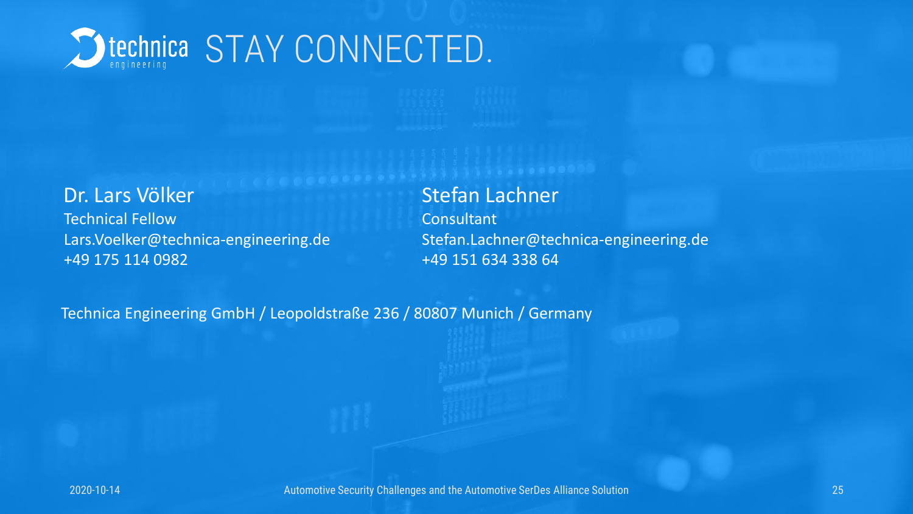# STAY CONNECTED.

**Dr. Lars Völker**
Technical Fellow
Lars.Voelker@technica-engineering.de
+49 175 114 0982

**Stefan Lachner**
Consultant
Stefan.Lachner@technica-engineering.de
+49 151 634 338 64

Technica Engineering GmbH / Leopoldstraße 236 / 80807 Munich / Germany